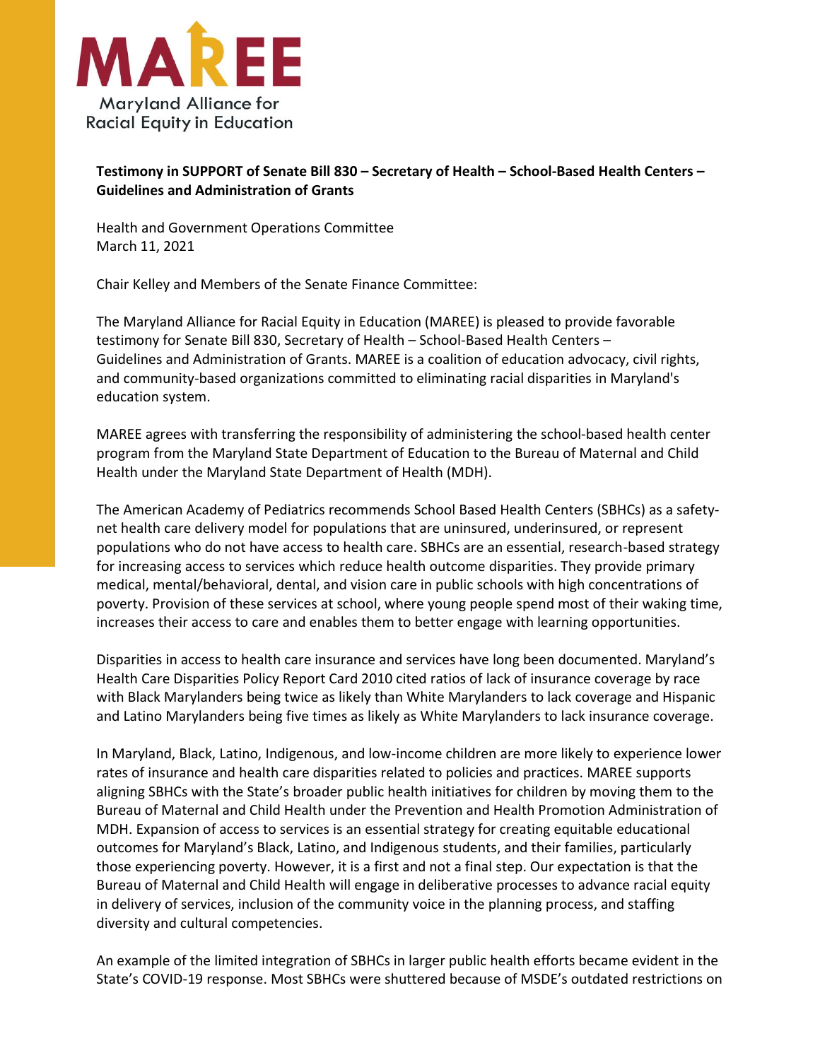# MAREE

Maryland Alliance for Racial Equity in Education

**Testimony in SUPPORT of Senate Bill 830 – Secretary of Health – School-Based Health Centers – Guidelines and Administration of Grants**

Health and Government Operations Committee
March 11, 2021

Chair Kelley and Members of the Senate Finance Committee:

The Maryland Alliance for Racial Equity in Education (MAREE) is pleased to provide favorable testimony for Senate Bill 830, Secretary of Health – School-Based Health Centers – Guidelines and Administration of Grants. MAREE is a coalition of education advocacy, civil rights, and community-based organizations committed to eliminating racial disparities in Maryland's education system.

MAREE agrees with transferring the responsibility of administering the school-based health center program from the Maryland State Department of Education to the Bureau of Maternal and Child Health under the Maryland State Department of Health (MDH).

The American Academy of Pediatrics recommends School Based Health Centers (SBHCs) as a safety-net health care delivery model for populations that are uninsured, underinsured, or represent populations who do not have access to health care. SBHCs are an essential, research-based strategy for increasing access to services which reduce health outcome disparities. They provide primary medical, mental/behavioral, dental, and vision care in public schools with high concentrations of poverty. Provision of these services at school, where young people spend most of their waking time, increases their access to care and enables them to better engage with learning opportunities.

Disparities in access to health care insurance and services have long been documented. Maryland's Health Care Disparities Policy Report Card 2010 cited ratios of lack of insurance coverage by race with Black Marylanders being twice as likely than White Marylanders to lack coverage and Hispanic and Latino Marylanders being five times as likely as White Marylanders to lack insurance coverage.

In Maryland, Black, Latino, Indigenous, and low-income children are more likely to experience lower rates of insurance and health care disparities related to policies and practices. MAREE supports aligning SBHCs with the State's broader public health initiatives for children by moving them to the Bureau of Maternal and Child Health under the Prevention and Health Promotion Administration of MDH. Expansion of access to services is an essential strategy for creating equitable educational outcomes for Maryland's Black, Latino, and Indigenous students, and their families, particularly those experiencing poverty. However, it is a first and not a final step. Our expectation is that the Bureau of Maternal and Child Health will engage in deliberative processes to advance racial equity in delivery of services, inclusion of the community voice in the planning process, and staffing diversity and cultural competencies.

An example of the limited integration of SBHCs in larger public health efforts became evident in the State's COVID-19 response. Most SBHCs were shuttered because of MSDE's outdated restrictions on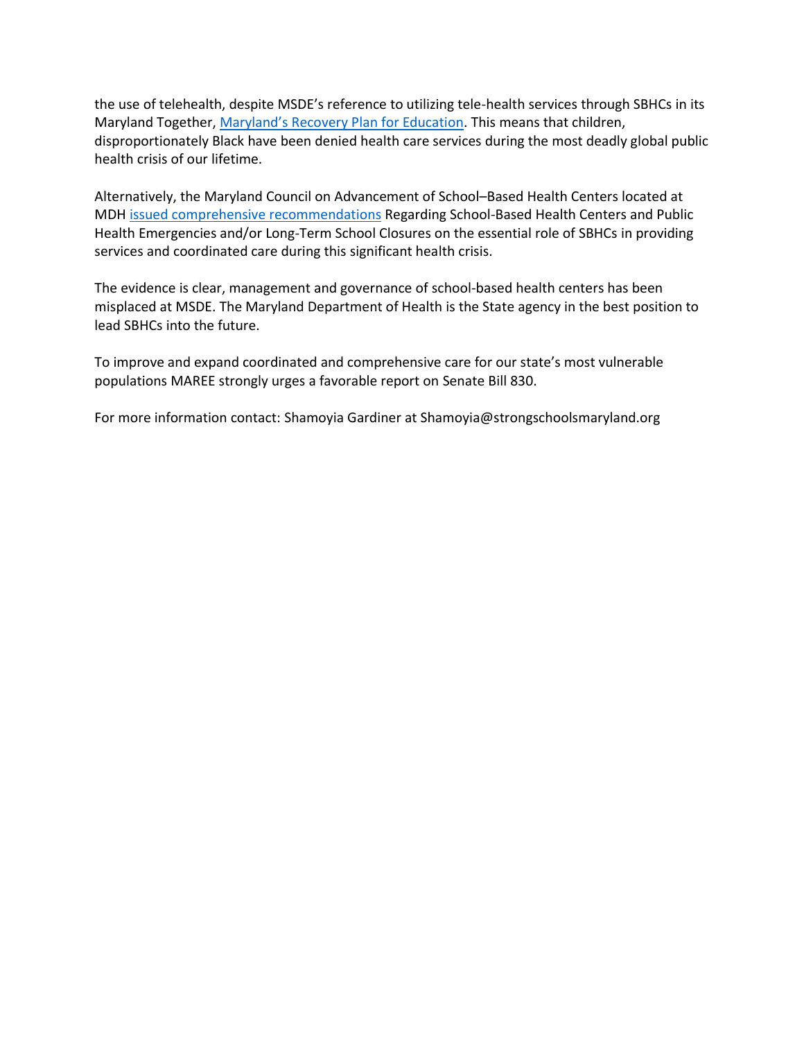the use of telehealth, despite MSDE's reference to utilizing tele-health services through SBHCs in its Maryland Together, Maryland's Recovery Plan for Education. This means that children, disproportionately Black have been denied health care services during the most deadly global public health crisis of our lifetime.

Alternatively, the Maryland Council on Advancement of School–Based Health Centers located at MDH issued comprehensive recommendations Regarding School-Based Health Centers and Public Health Emergencies and/or Long-Term School Closures on the essential role of SBHCs in providing services and coordinated care during this significant health crisis.

The evidence is clear, management and governance of school-based health centers has been misplaced at MSDE. The Maryland Department of Health is the State agency in the best position to lead SBHCs into the future.

To improve and expand coordinated and comprehensive care for our state's most vulnerable populations MAREE strongly urges a favorable report on Senate Bill 830.

For more information contact: Shamoyia Gardiner at Shamoyia@strongschoolsmaryland.org